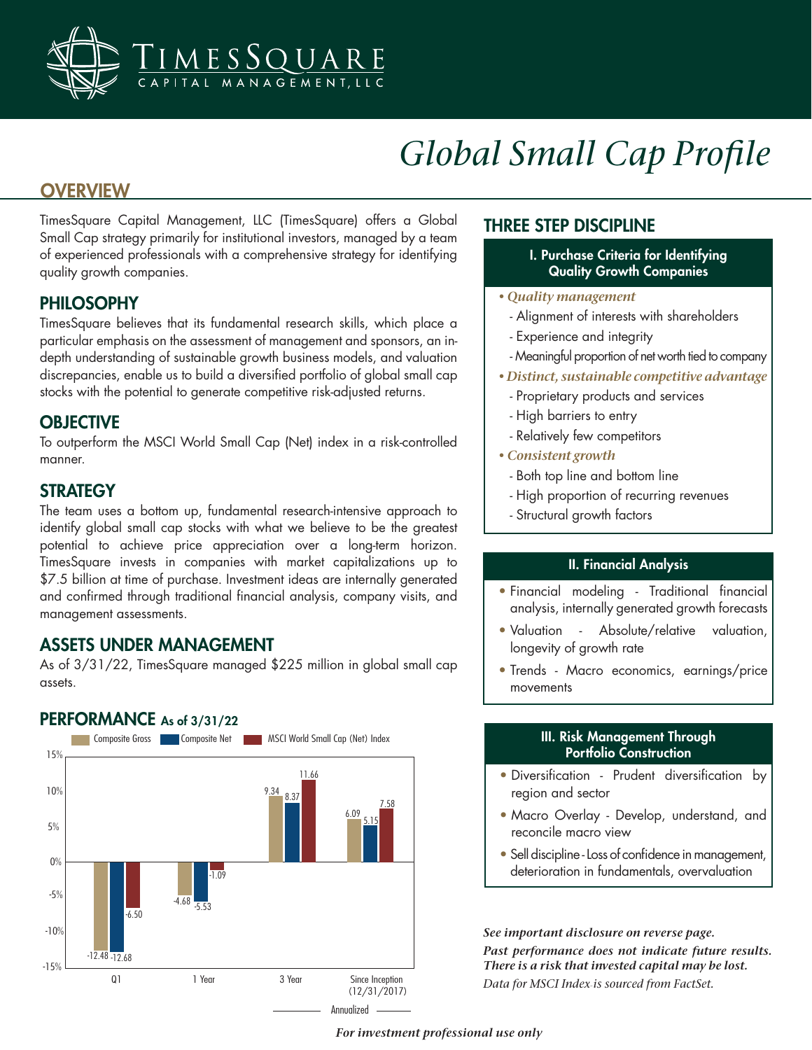# Global Small Cap Profile

## OVERVIEW

TimesSquare Capital Management, LLC (TimesSquare) offers a Global Small Cap strategy primarily for institutional investors, managed by a team of experienced professionals with a comprehensive strategy for identifying quality growth companies.

## PHILOSOPHY

TimesSquare believes that its fundamental research skills, which place a particular emphasis on the assessment of management and sponsors, an in-depth understanding of sustainable growth business models, and valuation discrepancies, enable us to build a diversified portfolio of global small cap stocks with the potential to generate competitive risk-adjusted returns.

## OBJECTIVE

To outperform the MSCI World Small Cap (Net) index in a risk-controlled manner.

## STRATEGY

The team uses a bottom up, fundamental research-intensive approach to identify global small cap stocks with what we believe to be the greatest potential to achieve price appreciation over a long-term horizon. TimesSquare invests in companies with market capitalizations up to $7.5 billion at time of purchase. Investment ideas are internally generated and confirmed through traditional financial analysis, company visits, and management assessments.

## ASSETS UNDER MANAGEMENT

As of 3/31/22, TimesSquare managed $225 million in global small cap assets.

## PERFORMANCE As of 3/31/22

| | Q1 | 1 Year | 3 Year | Since Inception (12/31/2017) |
|---|---|---|---|---|
| Composite Gross | -12.48 | -4.68 | 9.34 | 6.09 |
| Composite Net | -12.68 | -5.53 | 8.37 | 5.15 |
| MSCI World Small Cap (Net) Index | -6.50 | -1.09 | 11.66 | 7.58 |

Annualized (3 Year, Since Inception)

## THREE STEP DISCIPLINE

### I. Purchase Criteria for Identifying Quality Growth Companies

- *Quality management*
  - Alignment of interests with shareholders
  - Experience and integrity
  - Meaningful proportion of net worth tied to company
- *Distinct, sustainable competitive advantage*
  - Proprietary products and services
  - High barriers to entry
  - Relatively few competitors
- *Consistent growth*
  - Both top line and bottom line
  - High proportion of recurring revenues
  - Structural growth factors

### II. Financial Analysis

- Financial modeling - Traditional financial analysis, internally generated growth forecasts
- Valuation - Absolute/relative valuation, longevity of growth rate
- Trends - Macro economics, earnings/price movements

### III. Risk Management Through Portfolio Construction

- Diversification - Prudent diversification by region and sector
- Macro Overlay - Develop, understand, and reconcile macro view
- Sell discipline - Loss of confidence in management, deterioration in fundamentals, overvaluation

***See important disclosure on reverse page.***

***Past performance does not indicate future results. There is a risk that invested capital may be lost.***

*Data for MSCI Index is sourced from FactSet.*

***For investment professional use only***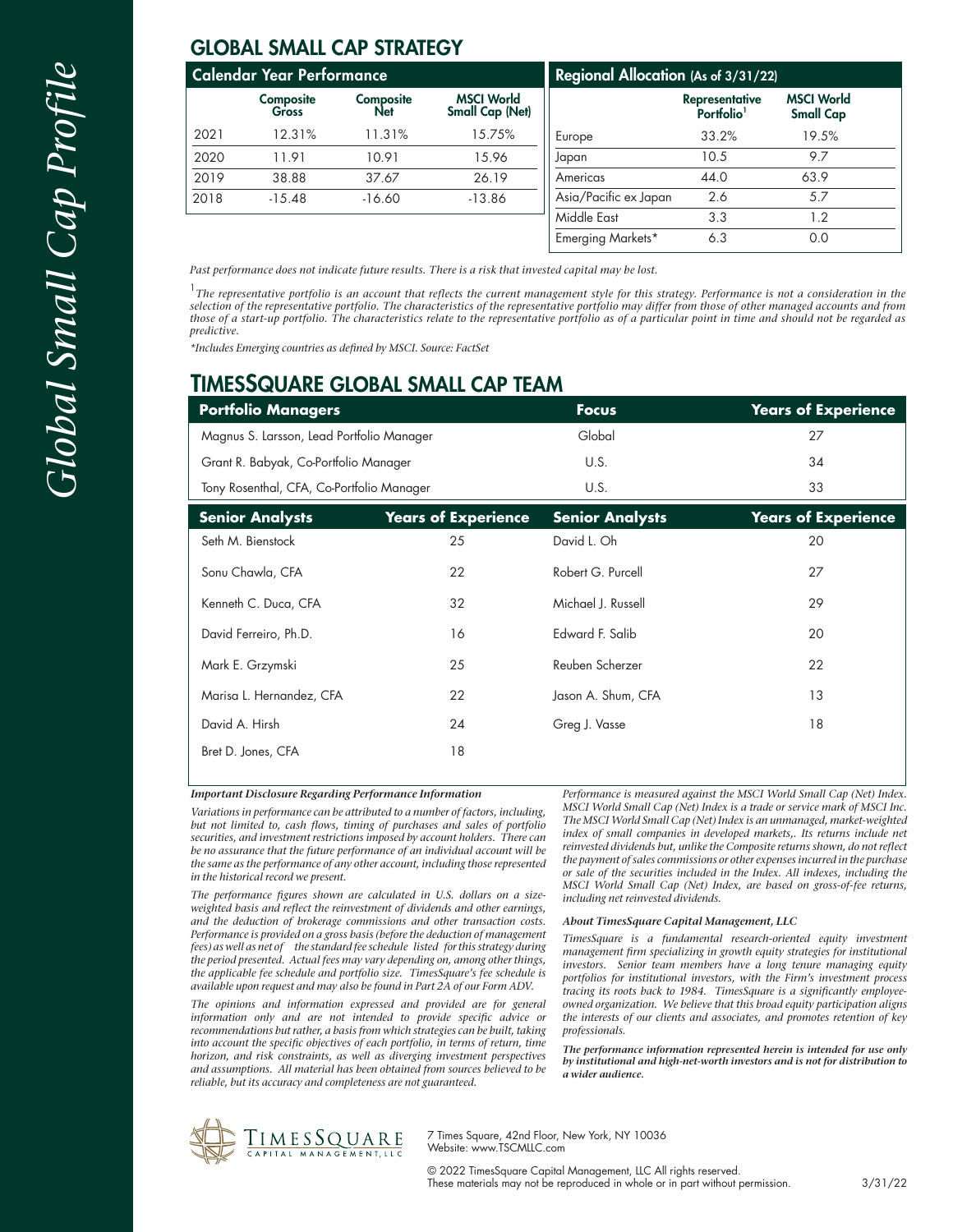## GLOBAL SMALL CAP STRATEGY

**Calendar Year Performance**

| | Composite Gross | Composite Net | MSCI World Small Cap (Net) |
|---|---|---|---|
| 2021 | 12.31% | 11.31% | 15.75% |
| 2020 | 11.91 | 10.91 | 15.96 |
| 2019 | 38.88 | 37.67 | 26.19 |
| 2018 | -15.48 | -16.60 | -13.86 |

**Regional Allocation (As of 3/31/22)**

| | Representative Portfolio[1] | MSCI World Small Cap |
|---|---|---|
| Europe | 33.2% | 19.5% |
| Japan | 10.5 | 9.7 |
| Americas | 44.0 | 63.9 |
| Asia/Pacific ex Japan | 2.6 | 5.7 |
| Middle East | 3.3 | 1.2 |
| Emerging Markets* | 6.3 | 0.0 |

*Past performance does not indicate future results. There is a risk that invested capital may be lost.*

[1] *The representative portfolio is an account that reflects the current management style for this strategy. Performance is not a consideration in the selection of the representative portfolio. The characteristics of the representative portfolio may differ from those of other managed accounts and from those of a start-up portfolio. The characteristics relate to the representative portfolio as of a particular point in time and should not be regarded as predictive.*

*\*Includes Emerging countries as defined by MSCI. Source: FactSet*

## TIMESSQUARE GLOBAL SMALL CAP TEAM

| Portfolio Managers | Focus | Years of Experience |
|---|---|---|
| Magnus S. Larsson, Lead Portfolio Manager | Global | 27 |
| Grant R. Babyak, Co-Portfolio Manager | U.S. | 34 |
| Tony Rosenthal, CFA, Co-Portfolio Manager | U.S. | 33 |

| Senior Analysts | Years of Experience | Senior Analysts | Years of Experience |
|---|---|---|---|
| Seth M. Bienstock | 25 | David L. Oh | 20 |
| Sonu Chawla, CFA | 22 | Robert G. Purcell | 27 |
| Kenneth C. Duca, CFA | 32 | Michael J. Russell | 29 |
| David Ferreiro, Ph.D. | 16 | Edward F. Salib | 20 |
| Mark E. Grzymski | 25 | Reuben Scherzer | 22 |
| Marisa L. Hernandez, CFA | 22 | Jason A. Shum, CFA | 13 |
| David A. Hirsh | 24 | Greg J. Vasse | 18 |
| Bret D. Jones, CFA | 18 | | |

***Important Disclosure Regarding Performance Information***

*Variations in performance can be attributed to a number of factors, including, but not limited to, cash flows, timing of purchases and sales of portfolio securities, and investment restrictions imposed by account holders. There can be no assurance that the future performance of an individual account will be the same as the performance of any other account, including those represented in the historical record we present.*

*The performance figures shown are calculated in U.S. dollars on a size-weighted basis and reflect the reinvestment of dividends and other earnings, and the deduction of brokerage commissions and other transaction costs. Performance is provided on a gross basis (before the deduction of management fees) as well as net of the standard fee schedule listed for this strategy during the period presented. Actual fees may vary depending on, among other things, the applicable fee schedule and portfolio size. TimesSquare's fee schedule is available upon request and may also be found in Part 2A of our Form ADV.*

*The opinions and information expressed and provided are for general information only and are not intended to provide specific advice or recommendations but rather, a basis from which strategies can be built, taking into account the specific objectives of each portfolio, in terms of return, time horizon, and risk constraints, as well as diverging investment perspectives and assumptions. All material has been obtained from sources believed to be reliable, but its accuracy and completeness are not guaranteed.*

*Performance is measured against the MSCI World Small Cap (Net) Index. MSCI World Small Cap (Net) Index is a trade or service mark of MSCI Inc. The MSCI World Small Cap (Net) Index is an unmanaged, market-weighted index of small companies in developed markets,. Its returns include net reinvested dividends but, unlike the Composite returns shown, do not reflect the payment of sales commissions or other expenses incurred in the purchase or sale of the securities included in the Index. All indexes, including the MSCI World Small Cap (Net) Index, are based on gross-of-fee returns, including net reinvested dividends.*

***About TimesSquare Capital Management, LLC***

*TimesSquare is a fundamental research-oriented equity investment management firm specializing in growth equity strategies for institutional investors. Senior team members have a long tenure managing equity portfolios for institutional investors, with the Firm's investment process tracing its roots back to 1984. TimesSquare is a significantly employee-owned organization. We believe that this broad equity participation aligns the interests of our clients and associates, and promotes retention of key professionals.*

***The performance information represented herein is intended for use only by institutional and high-net-worth investors and is not for distribution to a wider audience.***

TimesSquare Capital Management, LLC

7 Times Square, 42nd Floor, New York, NY 10036
Website: www.TSCMLLC.com

© 2022 TimesSquare Capital Management, LLC All rights reserved.
These materials may not be reproduced in whole or in part without permission.

3/31/22